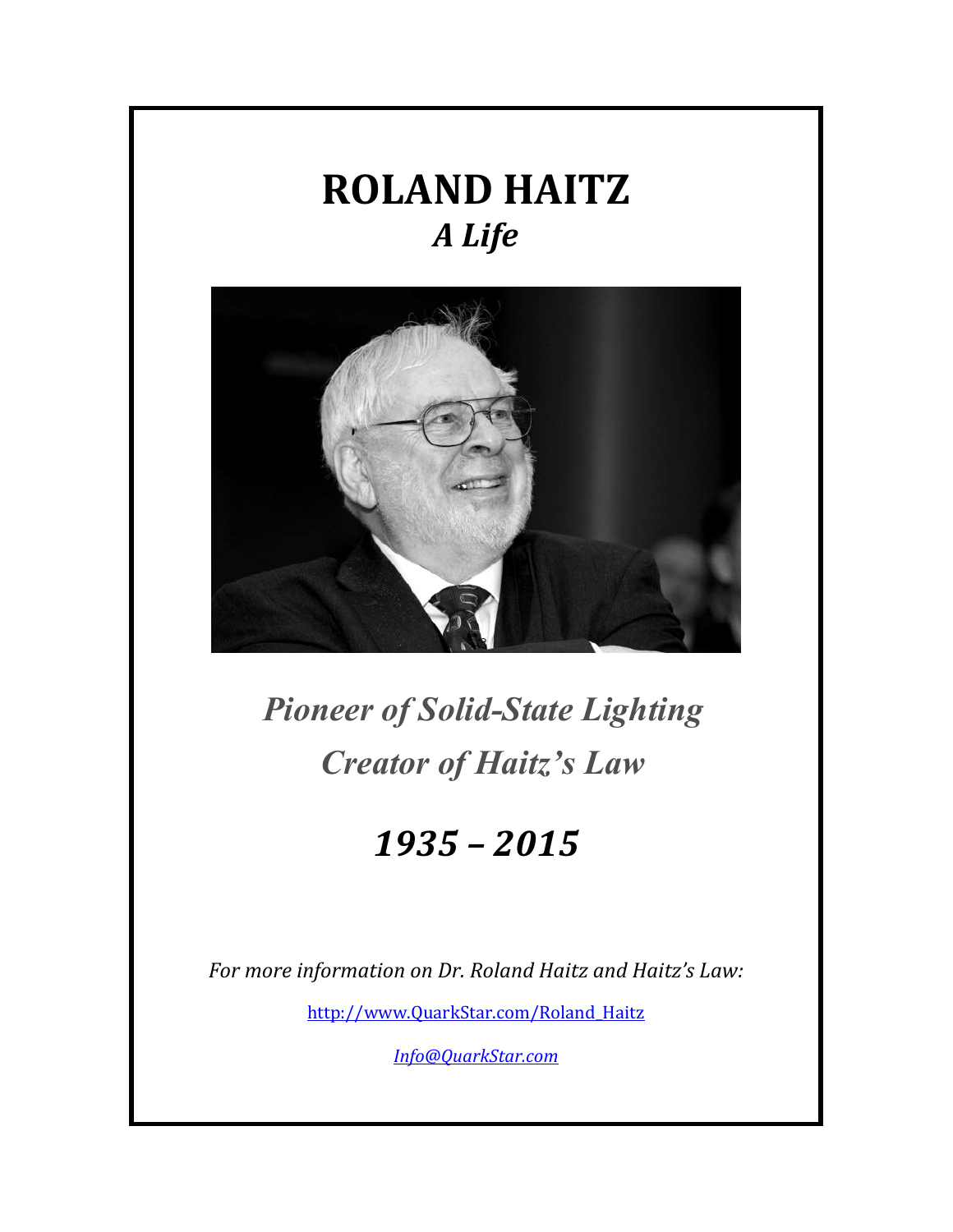# ROLAND HAITZ

## *A Life*

*Pioneer of Solid-State Lighting*

*Creator of Haitz's Law*

## *1935 – 2015*

*For more information on Dr. Roland Haitz and Haitz's Law:*

http://www.QuarkStar.com/Roland_Haitz

*Info@QuarkStar.com*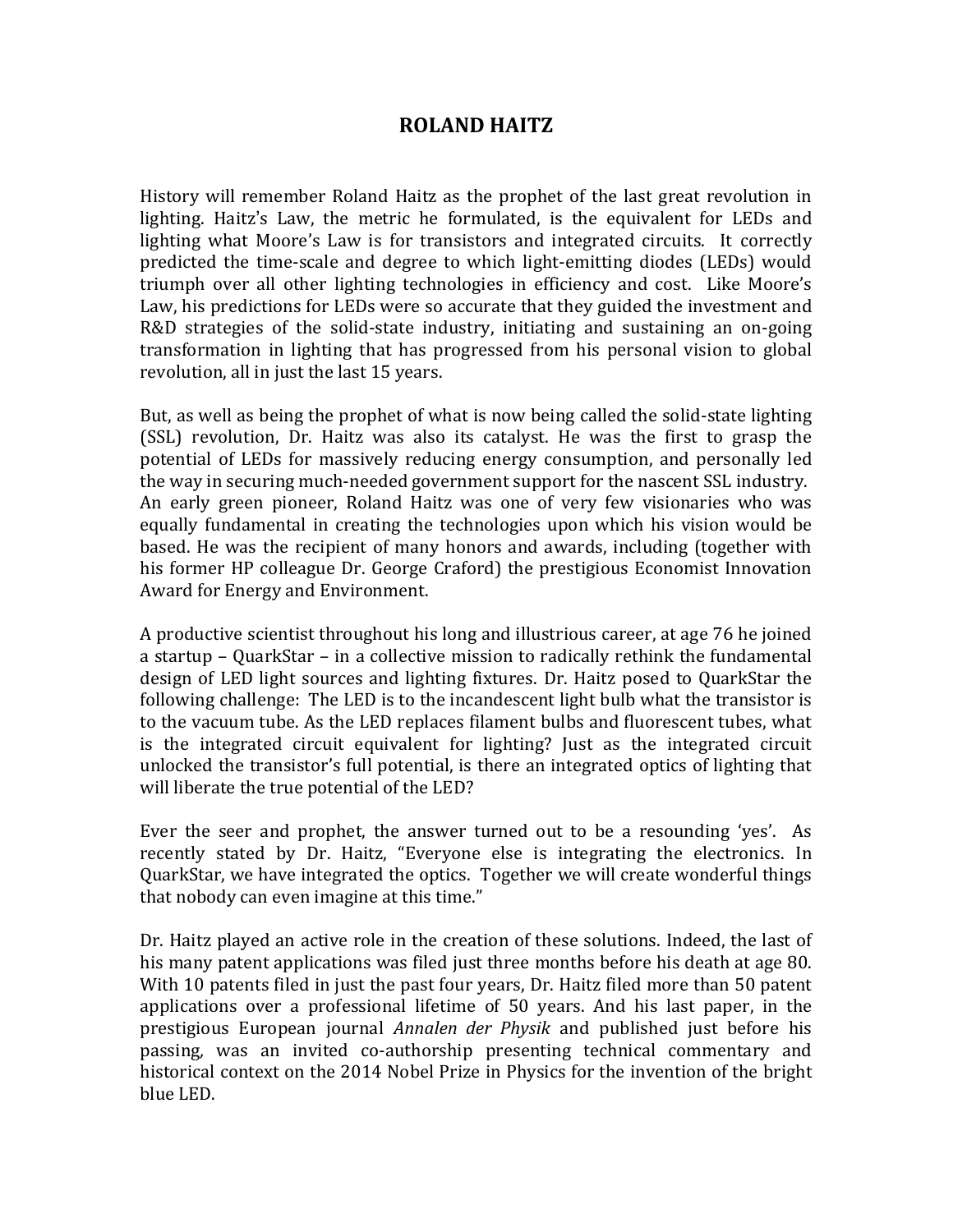# ROLAND HAITZ

History will remember Roland Haitz as the prophet of the last great revolution in lighting. Haitz's Law, the metric he formulated, is the equivalent for LEDs and lighting what Moore's Law is for transistors and integrated circuits. It correctly predicted the time-scale and degree to which light-emitting diodes (LEDs) would triumph over all other lighting technologies in efficiency and cost. Like Moore's Law, his predictions for LEDs were so accurate that they guided the investment and R&D strategies of the solid-state industry, initiating and sustaining an on-going transformation in lighting that has progressed from his personal vision to global revolution, all in just the last 15 years.

But, as well as being the prophet of what is now being called the solid-state lighting (SSL) revolution, Dr. Haitz was also its catalyst. He was the first to grasp the potential of LEDs for massively reducing energy consumption, and personally led the way in securing much-needed government support for the nascent SSL industry. An early green pioneer, Roland Haitz was one of very few visionaries who was equally fundamental in creating the technologies upon which his vision would be based. He was the recipient of many honors and awards, including (together with his former HP colleague Dr. George Craford) the prestigious Economist Innovation Award for Energy and Environment.

A productive scientist throughout his long and illustrious career, at age 76 he joined a startup – QuarkStar – in a collective mission to radically rethink the fundamental design of LED light sources and lighting fixtures. Dr. Haitz posed to QuarkStar the following challenge: The LED is to the incandescent light bulb what the transistor is to the vacuum tube. As the LED replaces filament bulbs and fluorescent tubes, what is the integrated circuit equivalent for lighting? Just as the integrated circuit unlocked the transistor's full potential, is there an integrated optics of lighting that will liberate the true potential of the LED?

Ever the seer and prophet, the answer turned out to be a resounding 'yes'. As recently stated by Dr. Haitz, "Everyone else is integrating the electronics. In QuarkStar, we have integrated the optics. Together we will create wonderful things that nobody can even imagine at this time."

Dr. Haitz played an active role in the creation of these solutions. Indeed, the last of his many patent applications was filed just three months before his death at age 80. With 10 patents filed in just the past four years, Dr. Haitz filed more than 50 patent applications over a professional lifetime of 50 years. And his last paper, in the prestigious European journal *Annalen der Physik* and published just before his passing, was an invited co-authorship presenting technical commentary and historical context on the 2014 Nobel Prize in Physics for the invention of the bright blue LED.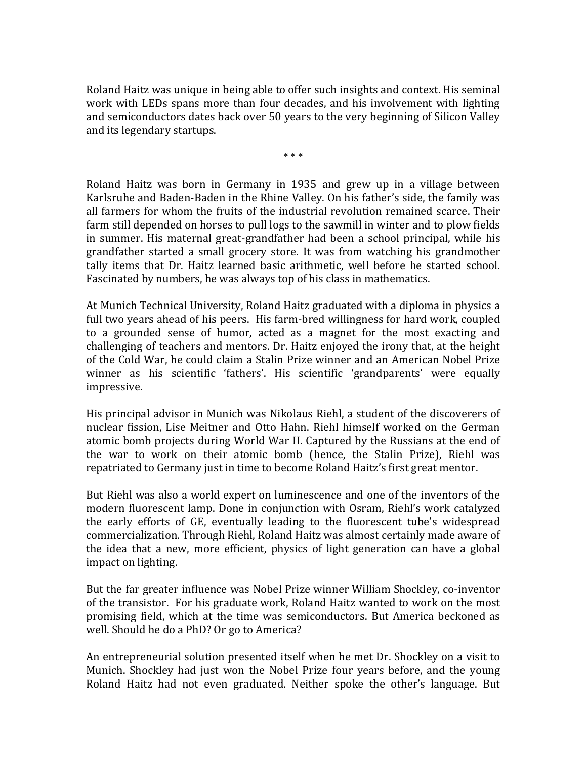Roland Haitz was unique in being able to offer such insights and context. His seminal work with LEDs spans more than four decades, and his involvement with lighting and semiconductors dates back over 50 years to the very beginning of Silicon Valley and its legendary startups.

\* \* \*

Roland Haitz was born in Germany in 1935 and grew up in a village between Karlsruhe and Baden-Baden in the Rhine Valley. On his father's side, the family was all farmers for whom the fruits of the industrial revolution remained scarce. Their farm still depended on horses to pull logs to the sawmill in winter and to plow fields in summer. His maternal great-grandfather had been a school principal, while his grandfather started a small grocery store. It was from watching his grandmother tally items that Dr. Haitz learned basic arithmetic, well before he started school. Fascinated by numbers, he was always top of his class in mathematics.

At Munich Technical University, Roland Haitz graduated with a diploma in physics a full two years ahead of his peers. His farm-bred willingness for hard work, coupled to a grounded sense of humor, acted as a magnet for the most exacting and challenging of teachers and mentors. Dr. Haitz enjoyed the irony that, at the height of the Cold War, he could claim a Stalin Prize winner and an American Nobel Prize winner as his scientific 'fathers'. His scientific 'grandparents' were equally impressive.

His principal advisor in Munich was Nikolaus Riehl, a student of the discoverers of nuclear fission, Lise Meitner and Otto Hahn. Riehl himself worked on the German atomic bomb projects during World War II. Captured by the Russians at the end of the war to work on their atomic bomb (hence, the Stalin Prize), Riehl was repatriated to Germany just in time to become Roland Haitz's first great mentor.

But Riehl was also a world expert on luminescence and one of the inventors of the modern fluorescent lamp. Done in conjunction with Osram, Riehl's work catalyzed the early efforts of GE, eventually leading to the fluorescent tube's widespread commercialization. Through Riehl, Roland Haitz was almost certainly made aware of the idea that a new, more efficient, physics of light generation can have a global impact on lighting.

But the far greater influence was Nobel Prize winner William Shockley, co-inventor of the transistor. For his graduate work, Roland Haitz wanted to work on the most promising field, which at the time was semiconductors. But America beckoned as well. Should he do a PhD? Or go to America?

An entrepreneurial solution presented itself when he met Dr. Shockley on a visit to Munich. Shockley had just won the Nobel Prize four years before, and the young Roland Haitz had not even graduated. Neither spoke the other's language. But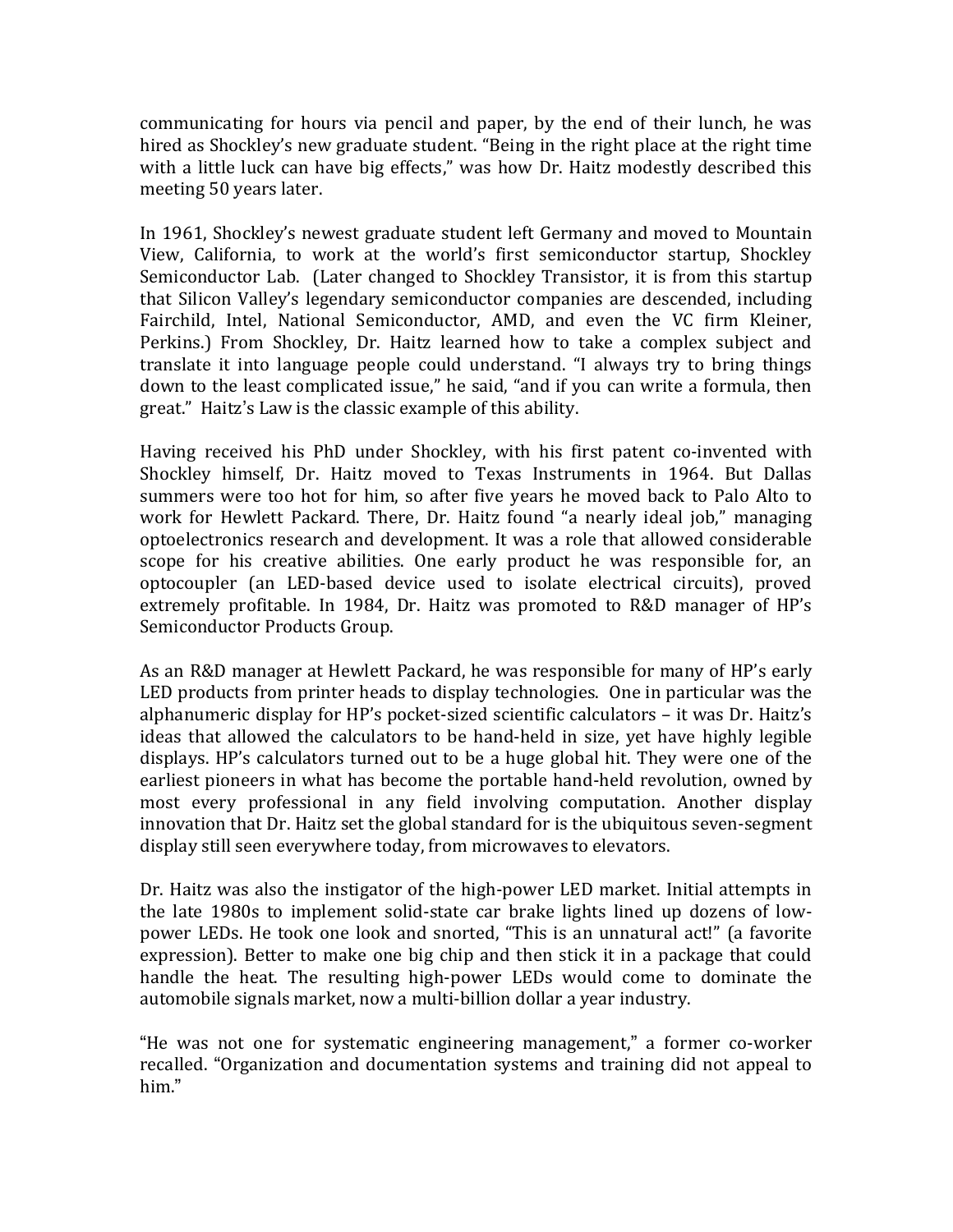communicating for hours via pencil and paper, by the end of their lunch, he was hired as Shockley's new graduate student. "Being in the right place at the right time with a little luck can have big effects," was how Dr. Haitz modestly described this meeting 50 years later.

In 1961, Shockley's newest graduate student left Germany and moved to Mountain View, California, to work at the world's first semiconductor startup, Shockley Semiconductor Lab. (Later changed to Shockley Transistor, it is from this startup that Silicon Valley's legendary semiconductor companies are descended, including Fairchild, Intel, National Semiconductor, AMD, and even the VC firm Kleiner, Perkins.) From Shockley, Dr. Haitz learned how to take a complex subject and translate it into language people could understand. "I always try to bring things down to the least complicated issue," he said, "and if you can write a formula, then great." Haitz's Law is the classic example of this ability.

Having received his PhD under Shockley, with his first patent co-invented with Shockley himself, Dr. Haitz moved to Texas Instruments in 1964. But Dallas summers were too hot for him, so after five years he moved back to Palo Alto to work for Hewlett Packard. There, Dr. Haitz found "a nearly ideal job," managing optoelectronics research and development. It was a role that allowed considerable scope for his creative abilities. One early product he was responsible for, an optocoupler (an LED-based device used to isolate electrical circuits), proved extremely profitable. In 1984, Dr. Haitz was promoted to R&D manager of HP's Semiconductor Products Group.

As an R&D manager at Hewlett Packard, he was responsible for many of HP's early LED products from printer heads to display technologies. One in particular was the alphanumeric display for HP's pocket-sized scientific calculators – it was Dr. Haitz's ideas that allowed the calculators to be hand-held in size, yet have highly legible displays. HP's calculators turned out to be a huge global hit. They were one of the earliest pioneers in what has become the portable hand-held revolution, owned by most every professional in any field involving computation. Another display innovation that Dr. Haitz set the global standard for is the ubiquitous seven-segment display still seen everywhere today, from microwaves to elevators.

Dr. Haitz was also the instigator of the high-power LED market. Initial attempts in the late 1980s to implement solid-state car brake lights lined up dozens of low-power LEDs. He took one look and snorted, "This is an unnatural act!" (a favorite expression). Better to make one big chip and then stick it in a package that could handle the heat. The resulting high-power LEDs would come to dominate the automobile signals market, now a multi-billion dollar a year industry.

"He was not one for systematic engineering management," a former co-worker recalled. "Organization and documentation systems and training did not appeal to him."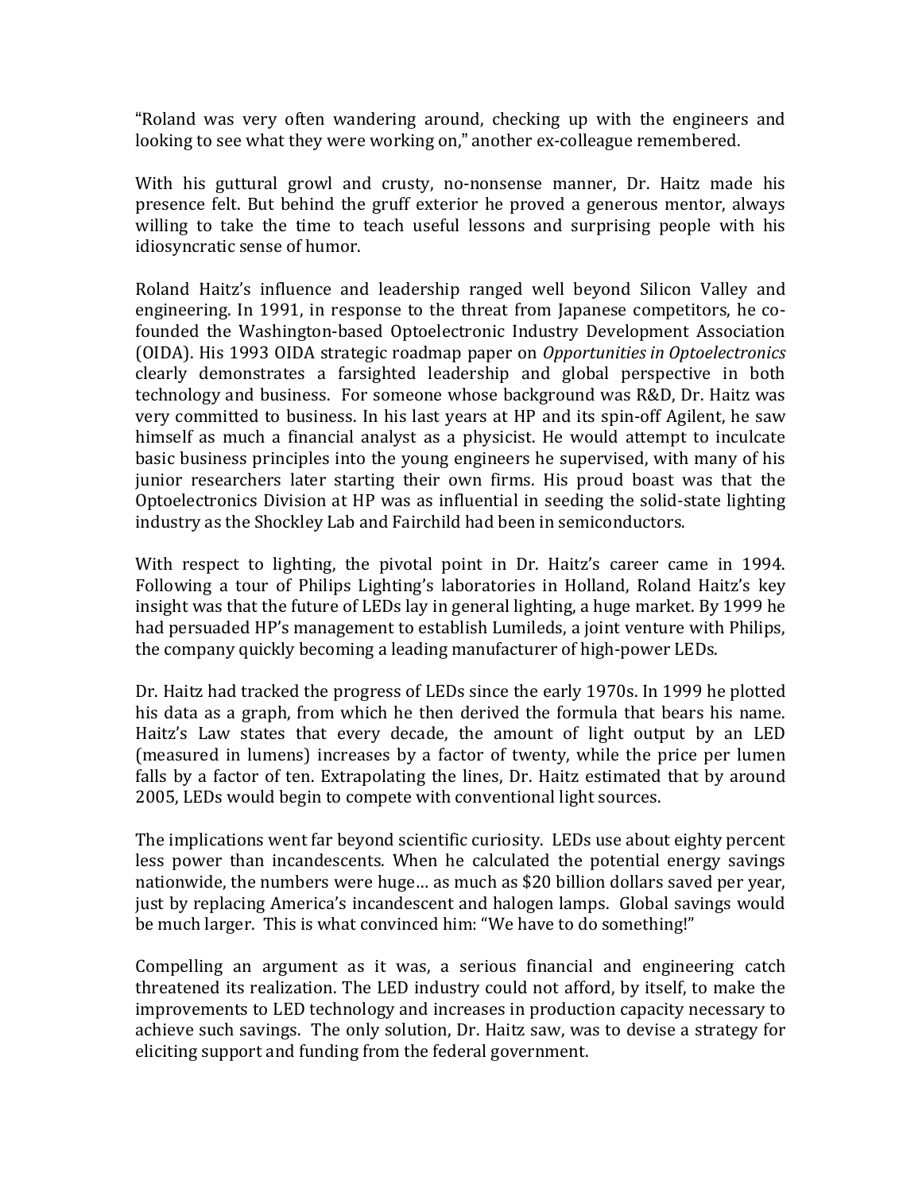"Roland was very often wandering around, checking up with the engineers and looking to see what they were working on," another ex-colleague remembered.

With his guttural growl and crusty, no-nonsense manner, Dr. Haitz made his presence felt. But behind the gruff exterior he proved a generous mentor, always willing to take the time to teach useful lessons and surprising people with his idiosyncratic sense of humor.

Roland Haitz's influence and leadership ranged well beyond Silicon Valley and engineering. In 1991, in response to the threat from Japanese competitors, he co-founded the Washington-based Optoelectronic Industry Development Association (OIDA). His 1993 OIDA strategic roadmap paper on *Opportunities in Optoelectronics* clearly demonstrates a farsighted leadership and global perspective in both technology and business. For someone whose background was R&D, Dr. Haitz was very committed to business. In his last years at HP and its spin-off Agilent, he saw himself as much a financial analyst as a physicist. He would attempt to inculcate basic business principles into the young engineers he supervised, with many of his junior researchers later starting their own firms. His proud boast was that the Optoelectronics Division at HP was as influential in seeding the solid-state lighting industry as the Shockley Lab and Fairchild had been in semiconductors.

With respect to lighting, the pivotal point in Dr. Haitz's career came in 1994. Following a tour of Philips Lighting's laboratories in Holland, Roland Haitz's key insight was that the future of LEDs lay in general lighting, a huge market. By 1999 he had persuaded HP's management to establish Lumileds, a joint venture with Philips, the company quickly becoming a leading manufacturer of high-power LEDs.

Dr. Haitz had tracked the progress of LEDs since the early 1970s. In 1999 he plotted his data as a graph, from which he then derived the formula that bears his name. Haitz's Law states that every decade, the amount of light output by an LED (measured in lumens) increases by a factor of twenty, while the price per lumen falls by a factor of ten. Extrapolating the lines, Dr. Haitz estimated that by around 2005, LEDs would begin to compete with conventional light sources.

The implications went far beyond scientific curiosity. LEDs use about eighty percent less power than incandescents. When he calculated the potential energy savings nationwide, the numbers were huge… as much as $20 billion dollars saved per year, just by replacing America's incandescent and halogen lamps. Global savings would be much larger. This is what convinced him: "We have to do something!"

Compelling an argument as it was, a serious financial and engineering catch threatened its realization. The LED industry could not afford, by itself, to make the improvements to LED technology and increases in production capacity necessary to achieve such savings. The only solution, Dr. Haitz saw, was to devise a strategy for eliciting support and funding from the federal government.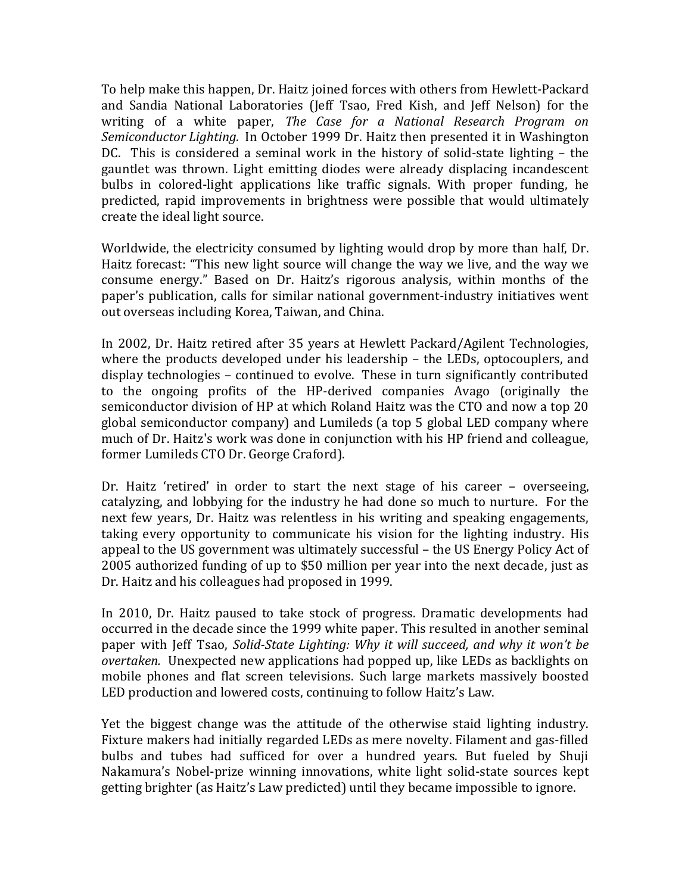To help make this happen, Dr. Haitz joined forces with others from Hewlett-Packard and Sandia National Laboratories (Jeff Tsao, Fred Kish, and Jeff Nelson) for the writing of a white paper, *The Case for a National Research Program on Semiconductor Lighting.* In October 1999 Dr. Haitz then presented it in Washington DC. This is considered a seminal work in the history of solid-state lighting – the gauntlet was thrown. Light emitting diodes were already displacing incandescent bulbs in colored-light applications like traffic signals. With proper funding, he predicted, rapid improvements in brightness were possible that would ultimately create the ideal light source.

Worldwide, the electricity consumed by lighting would drop by more than half, Dr. Haitz forecast: "This new light source will change the way we live, and the way we consume energy." Based on Dr. Haitz's rigorous analysis, within months of the paper's publication, calls for similar national government-industry initiatives went out overseas including Korea, Taiwan, and China.

In 2002, Dr. Haitz retired after 35 years at Hewlett Packard/Agilent Technologies, where the products developed under his leadership – the LEDs, optocouplers, and display technologies – continued to evolve. These in turn significantly contributed to the ongoing profits of the HP-derived companies Avago (originally the semiconductor division of HP at which Roland Haitz was the CTO and now a top 20 global semiconductor company) and Lumileds (a top 5 global LED company where much of Dr. Haitz's work was done in conjunction with his HP friend and colleague, former Lumileds CTO Dr. George Craford).

Dr. Haitz 'retired' in order to start the next stage of his career – overseeing, catalyzing, and lobbying for the industry he had done so much to nurture. For the next few years, Dr. Haitz was relentless in his writing and speaking engagements, taking every opportunity to communicate his vision for the lighting industry. His appeal to the US government was ultimately successful – the US Energy Policy Act of 2005 authorized funding of up to $50 million per year into the next decade, just as Dr. Haitz and his colleagues had proposed in 1999.

In 2010, Dr. Haitz paused to take stock of progress. Dramatic developments had occurred in the decade since the 1999 white paper. This resulted in another seminal paper with Jeff Tsao, *Solid-State Lighting: Why it will succeed, and why it won't be overtaken.* Unexpected new applications had popped up, like LEDs as backlights on mobile phones and flat screen televisions. Such large markets massively boosted LED production and lowered costs, continuing to follow Haitz's Law.

Yet the biggest change was the attitude of the otherwise staid lighting industry. Fixture makers had initially regarded LEDs as mere novelty. Filament and gas-filled bulbs and tubes had sufficed for over a hundred years. But fueled by Shuji Nakamura's Nobel-prize winning innovations, white light solid-state sources kept getting brighter (as Haitz's Law predicted) until they became impossible to ignore.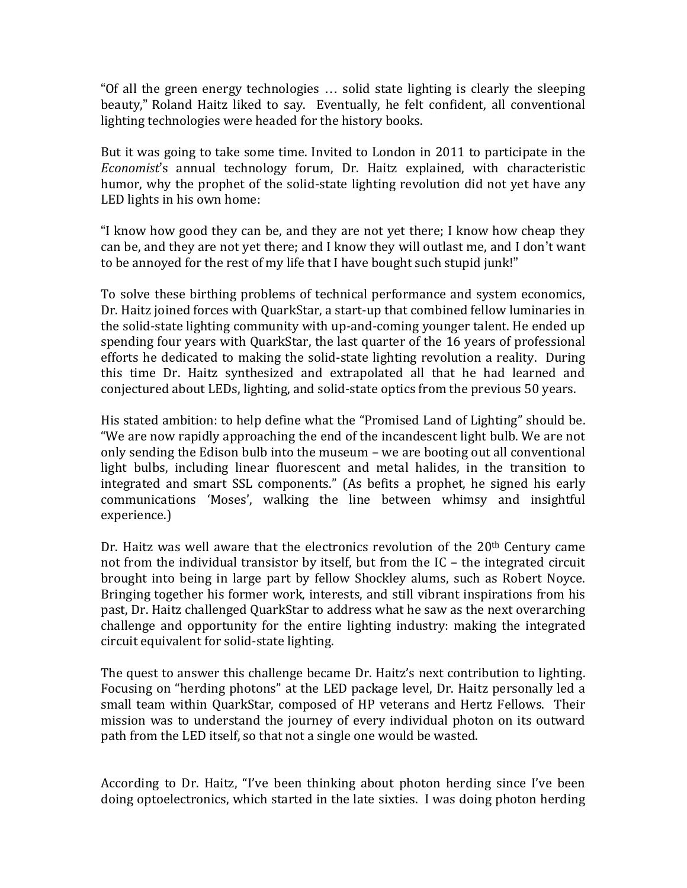"Of all the green energy technologies … solid state lighting is clearly the sleeping beauty," Roland Haitz liked to say. Eventually, he felt confident, all conventional lighting technologies were headed for the history books.

But it was going to take some time. Invited to London in 2011 to participate in the *Economist*'s annual technology forum, Dr. Haitz explained, with characteristic humor, why the prophet of the solid-state lighting revolution did not yet have any LED lights in his own home:

"I know how good they can be, and they are not yet there; I know how cheap they can be, and they are not yet there; and I know they will outlast me, and I don't want to be annoyed for the rest of my life that I have bought such stupid junk!"

To solve these birthing problems of technical performance and system economics, Dr. Haitz joined forces with QuarkStar, a start-up that combined fellow luminaries in the solid-state lighting community with up-and-coming younger talent. He ended up spending four years with QuarkStar, the last quarter of the 16 years of professional efforts he dedicated to making the solid-state lighting revolution a reality. During this time Dr. Haitz synthesized and extrapolated all that he had learned and conjectured about LEDs, lighting, and solid-state optics from the previous 50 years.

His stated ambition: to help define what the "Promised Land of Lighting" should be. "We are now rapidly approaching the end of the incandescent light bulb. We are not only sending the Edison bulb into the museum – we are booting out all conventional light bulbs, including linear fluorescent and metal halides, in the transition to integrated and smart SSL components." (As befits a prophet, he signed his early communications 'Moses', walking the line between whimsy and insightful experience.)

Dr. Haitz was well aware that the electronics revolution of the 20th Century came not from the individual transistor by itself, but from the IC – the integrated circuit brought into being in large part by fellow Shockley alums, such as Robert Noyce. Bringing together his former work, interests, and still vibrant inspirations from his past, Dr. Haitz challenged QuarkStar to address what he saw as the next overarching challenge and opportunity for the entire lighting industry: making the integrated circuit equivalent for solid-state lighting.

The quest to answer this challenge became Dr. Haitz's next contribution to lighting. Focusing on "herding photons" at the LED package level, Dr. Haitz personally led a small team within QuarkStar, composed of HP veterans and Hertz Fellows. Their mission was to understand the journey of every individual photon on its outward path from the LED itself, so that not a single one would be wasted.

According to Dr. Haitz, "I've been thinking about photon herding since I've been doing optoelectronics, which started in the late sixties. I was doing photon herding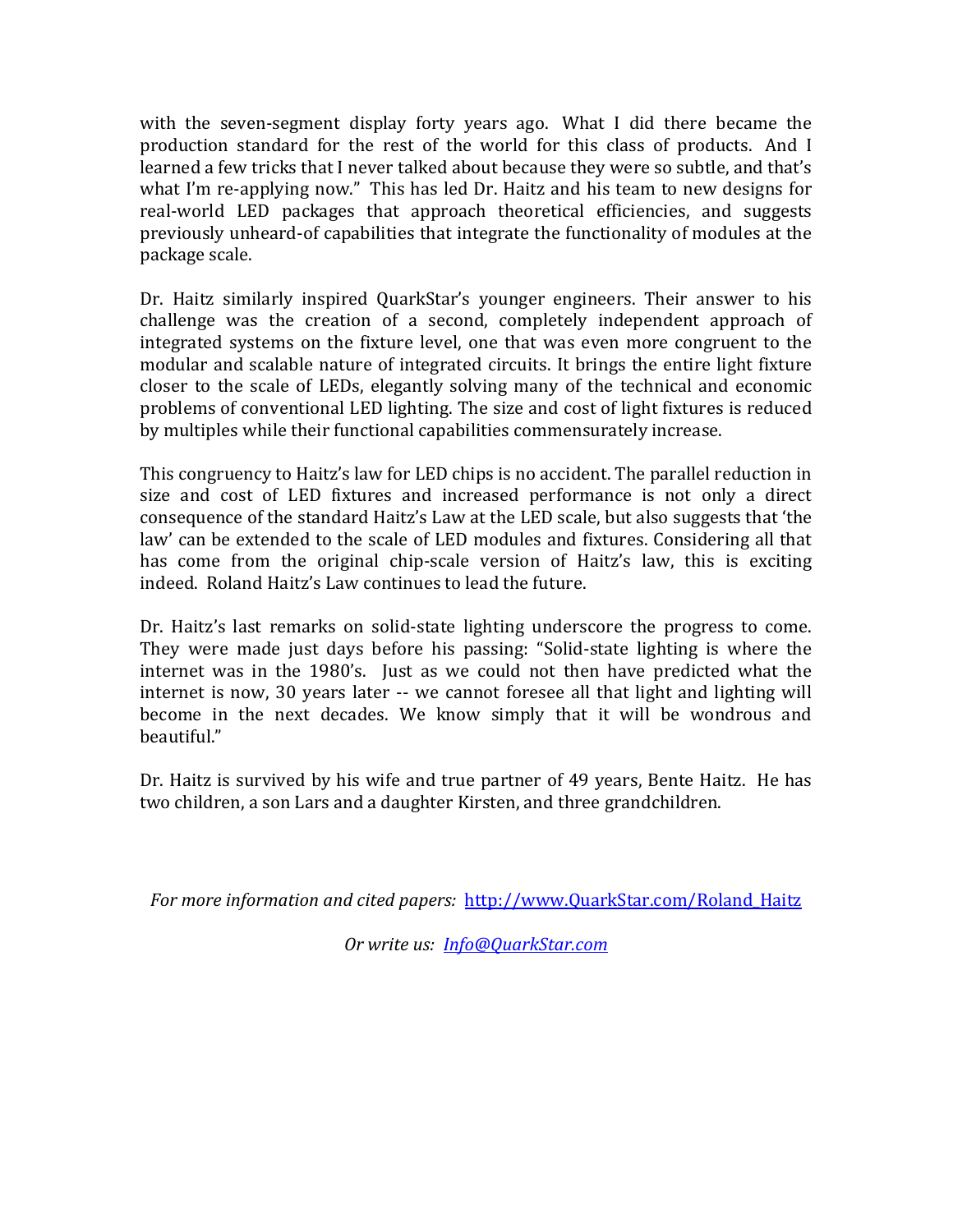with the seven-segment display forty years ago. What I did there became the production standard for the rest of the world for this class of products. And I learned a few tricks that I never talked about because they were so subtle, and that's what I'm re-applying now." This has led Dr. Haitz and his team to new designs for real-world LED packages that approach theoretical efficiencies, and suggests previously unheard-of capabilities that integrate the functionality of modules at the package scale.

Dr. Haitz similarly inspired QuarkStar's younger engineers. Their answer to his challenge was the creation of a second, completely independent approach of integrated systems on the fixture level, one that was even more congruent to the modular and scalable nature of integrated circuits. It brings the entire light fixture closer to the scale of LEDs, elegantly solving many of the technical and economic problems of conventional LED lighting. The size and cost of light fixtures is reduced by multiples while their functional capabilities commensurately increase.

This congruency to Haitz's law for LED chips is no accident. The parallel reduction in size and cost of LED fixtures and increased performance is not only a direct consequence of the standard Haitz's Law at the LED scale, but also suggests that 'the law' can be extended to the scale of LED modules and fixtures. Considering all that has come from the original chip-scale version of Haitz's law, this is exciting indeed. Roland Haitz's Law continues to lead the future.

Dr. Haitz's last remarks on solid-state lighting underscore the progress to come. They were made just days before his passing: "Solid-state lighting is where the internet was in the 1980's. Just as we could not then have predicted what the internet is now, 30 years later -- we cannot foresee all that light and lighting will become in the next decades. We know simply that it will be wondrous and beautiful."

Dr. Haitz is survived by his wife and true partner of 49 years, Bente Haitz. He has two children, a son Lars and a daughter Kirsten, and three grandchildren.

*For more information and cited papers:* http://www.QuarkStar.com/Roland_Haitz

*Or write us:* *Info@QuarkStar.com*